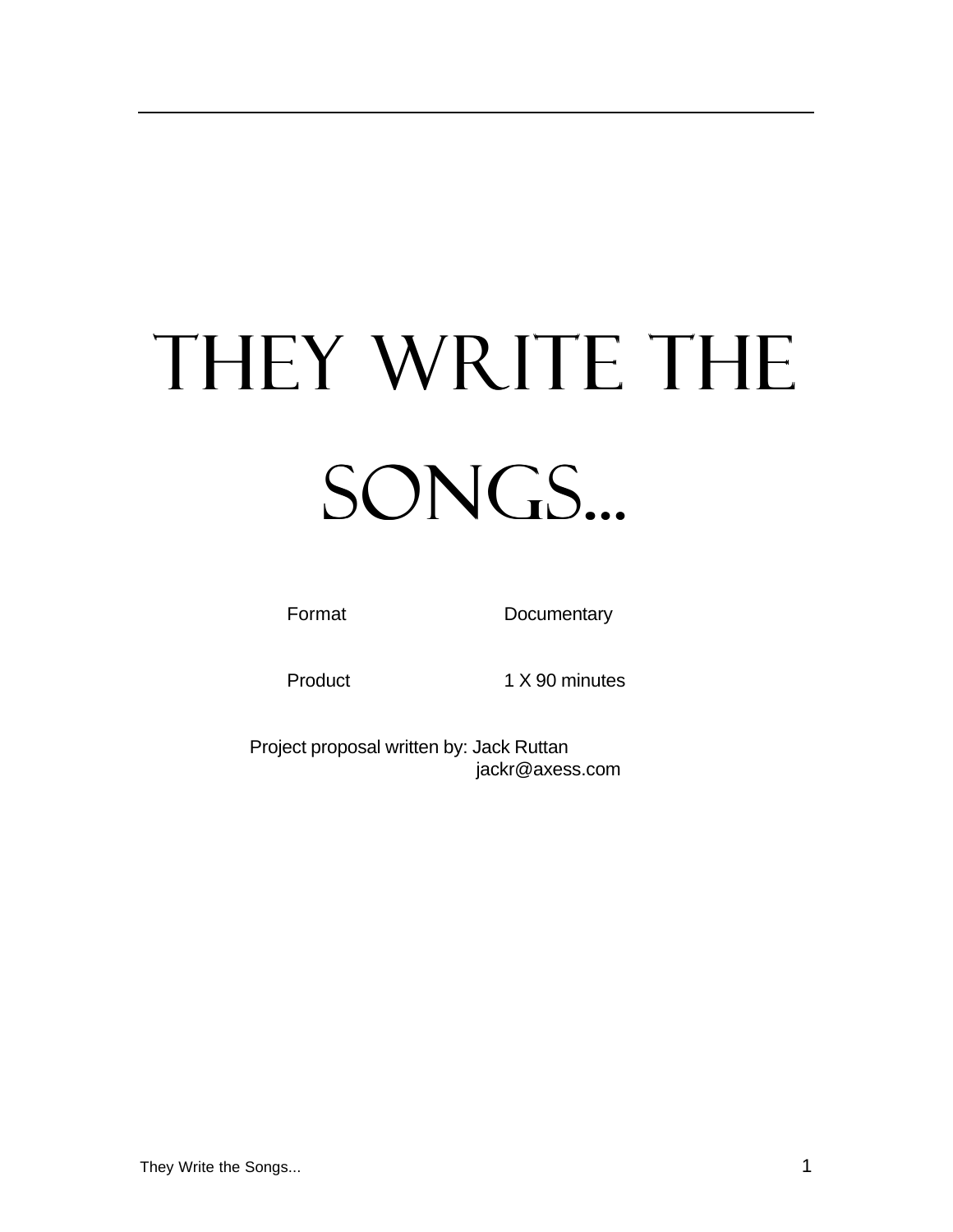# They Write the Songs...

| Format | Documentary |
|---|---|
| Product | 1 X 90 minutes |

Project proposal written by: Jack Ruttan
jackr@axess.com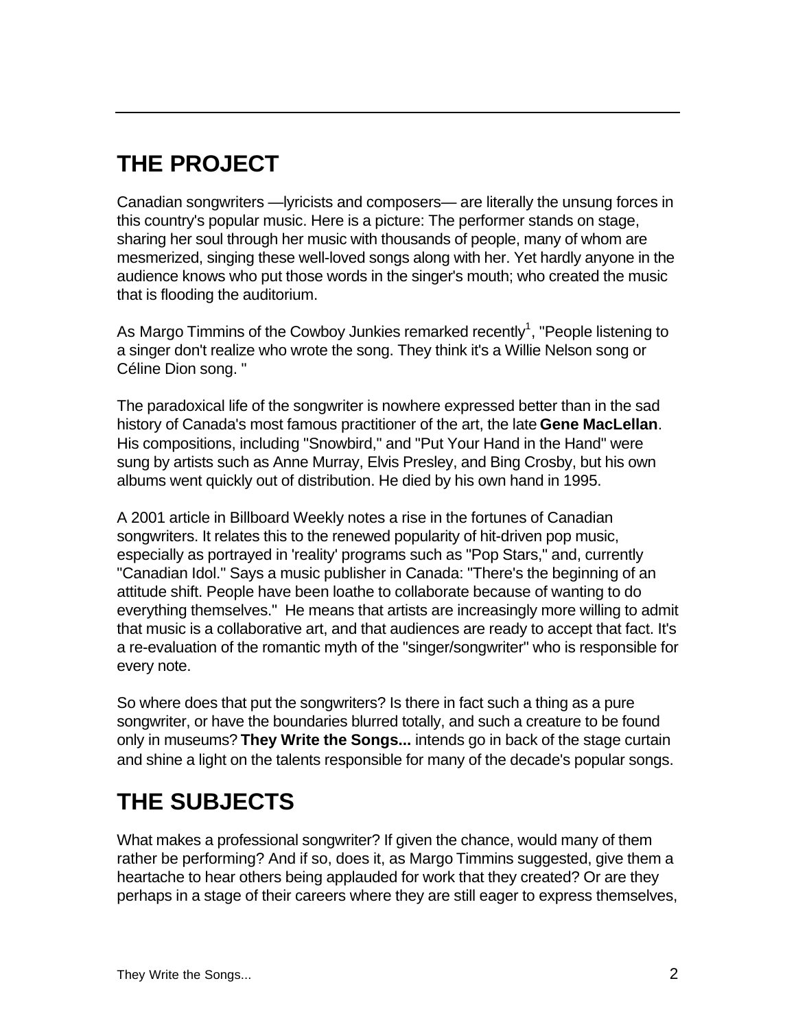## THE PROJECT

Canadian songwriters —lyricists and composers— are literally the unsung forces in this country's popular music. Here is a picture: The performer stands on stage, sharing her soul through her music with thousands of people, many of whom are mesmerized, singing these well-loved songs along with her. Yet hardly anyone in the audience knows who put those words in the singer's mouth; who created the music that is flooding the auditorium.

As Margo Timmins of the Cowboy Junkies remarked recently[1], "People listening to a singer don't realize who wrote the song. They think it's a Willie Nelson song or Céline Dion song. "

The paradoxical life of the songwriter is nowhere expressed better than in the sad history of Canada's most famous practitioner of the art, the late **Gene MacLellan**. His compositions, including "Snowbird," and "Put Your Hand in the Hand" were sung by artists such as Anne Murray, Elvis Presley, and Bing Crosby, but his own albums went quickly out of distribution. He died by his own hand in 1995.

A 2001 article in Billboard Weekly notes a rise in the fortunes of Canadian songwriters. It relates this to the renewed popularity of hit-driven pop music, especially as portrayed in 'reality' programs such as "Pop Stars," and, currently "Canadian Idol." Says a music publisher in Canada: "There's the beginning of an attitude shift. People have been loathe to collaborate because of wanting to do everything themselves." He means that artists are increasingly more willing to admit that music is a collaborative art, and that audiences are ready to accept that fact. It's a re-evaluation of the romantic myth of the "singer/songwriter" who is responsible for every note.

So where does that put the songwriters? Is there in fact such a thing as a pure songwriter, or have the boundaries blurred totally, and such a creature to be found only in museums? **They Write the Songs...** intends go in back of the stage curtain and shine a light on the talents responsible for many of the decade's popular songs.

## THE SUBJECTS

What makes a professional songwriter? If given the chance, would many of them rather be performing? And if so, does it, as Margo Timmins suggested, give them a heartache to hear others being applauded for work that they created? Or are they perhaps in a stage of their careers where they are still eager to express themselves,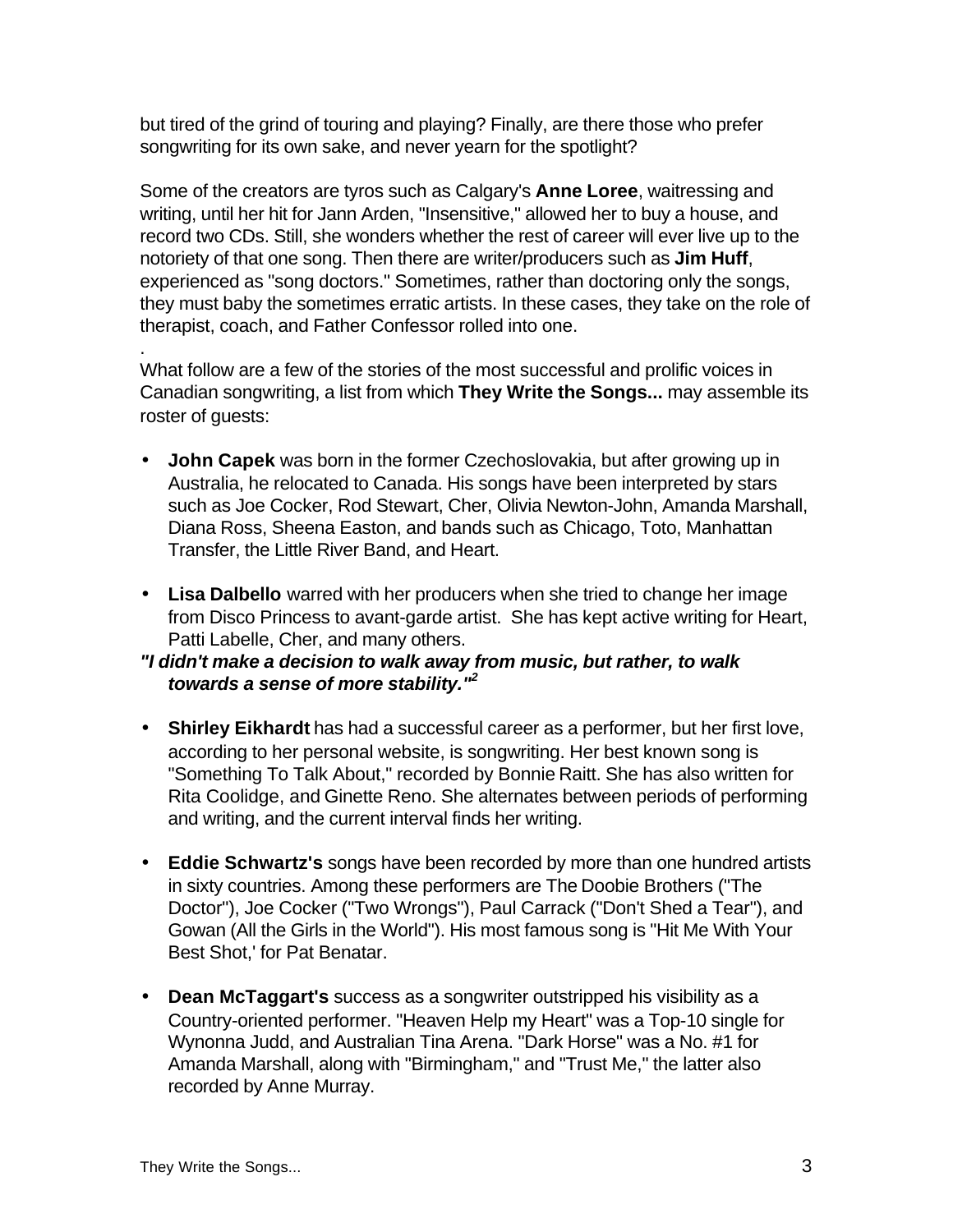but tired of the grind of touring and playing? Finally, are there those who prefer songwriting for its own sake, and never yearn for the spotlight?

Some of the creators are tyros such as Calgary's **Anne Loree**, waitressing and writing, until her hit for Jann Arden, "Insensitive," allowed her to buy a house, and record two CDs. Still, she wonders whether the rest of career will ever live up to the notoriety of that one song. Then there are writer/producers such as **Jim Huff**, experienced as "song doctors." Sometimes, rather than doctoring only the songs, they must baby the sometimes erratic artists. In these cases, they take on the role of therapist, coach, and Father Confessor rolled into one.

.
What follow are a few of the stories of the most successful and prolific voices in Canadian songwriting, a list from which **They Write the Songs...** may assemble its roster of guests:

- **John Capek** was born in the former Czechoslovakia, but after growing up in Australia, he relocated to Canada. His songs have been interpreted by stars such as Joe Cocker, Rod Stewart, Cher, Olivia Newton-John, Amanda Marshall, Diana Ross, Sheena Easton, and bands such as Chicago, Toto, Manhattan Transfer, the Little River Band, and Heart.

- **Lisa Dalbello** warred with her producers when she tried to change her image from Disco Princess to avant-garde artist. She has kept active writing for Heart, Patti Labelle, Cher, and many others.

***"I didn't make a decision to walk away from music, but rather, to walk towards a sense of more stability."*** [2]

- **Shirley Eikhardt** has had a successful career as a performer, but her first love, according to her personal website, is songwriting. Her best known song is "Something To Talk About," recorded by Bonnie Raitt. She has also written for Rita Coolidge, and Ginette Reno. She alternates between periods of performing and writing, and the current interval finds her writing.

- **Eddie Schwartz's** songs have been recorded by more than one hundred artists in sixty countries. Among these performers are The Doobie Brothers ("The Doctor"), Joe Cocker ("Two Wrongs"), Paul Carrack ("Don't Shed a Tear"), and Gowan (All the Girls in the World"). His most famous song is "Hit Me With Your Best Shot,' for Pat Benatar.

- **Dean McTaggart's** success as a songwriter outstripped his visibility as a Country-oriented performer. "Heaven Help my Heart" was a Top-10 single for Wynonna Judd, and Australian Tina Arena. "Dark Horse" was a No. #1 for Amanda Marshall, along with "Birmingham," and "Trust Me," the latter also recorded by Anne Murray.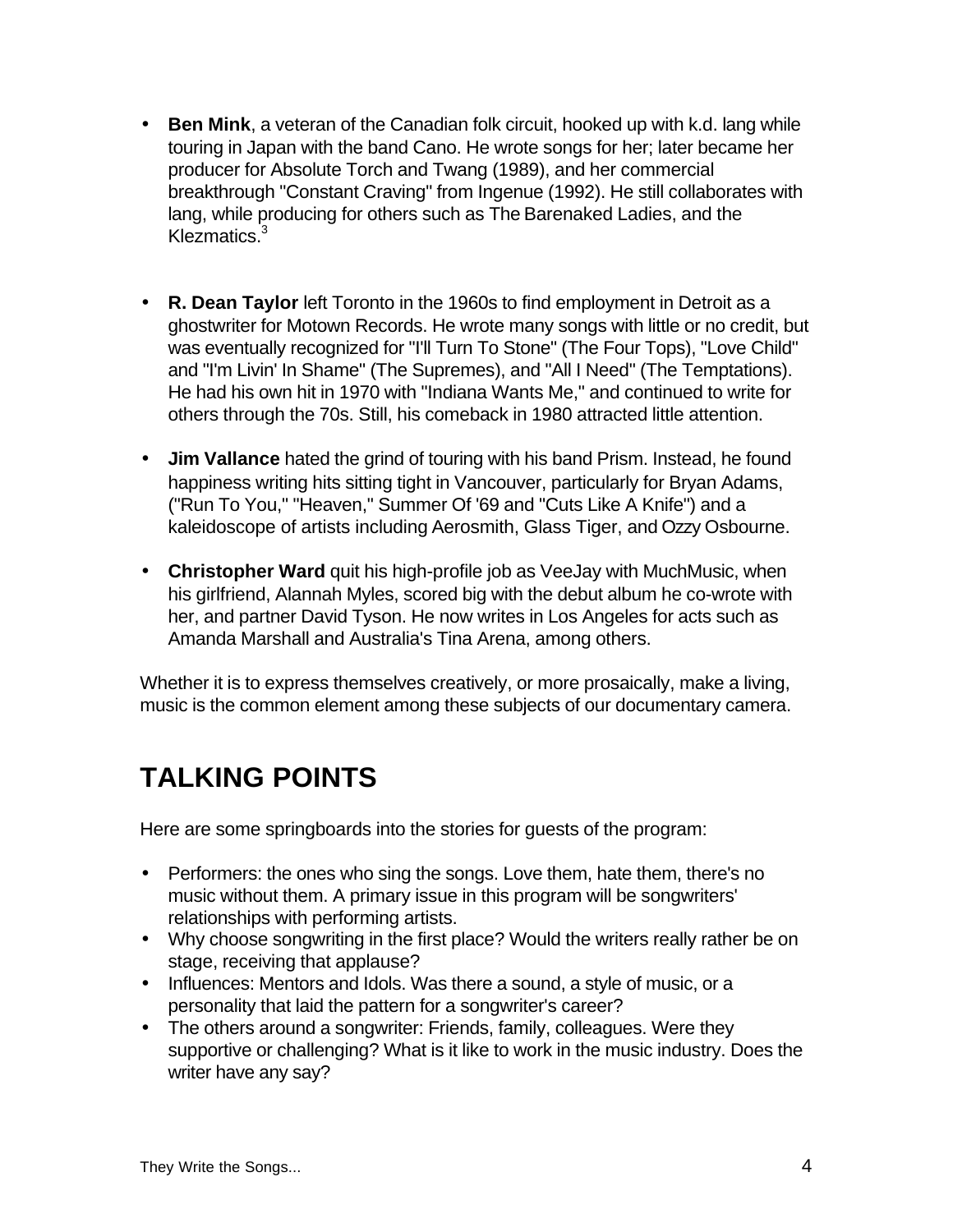- **Ben Mink**, a veteran of the Canadian folk circuit, hooked up with k.d. lang while touring in Japan with the band Cano. He wrote songs for her; later became her producer for Absolute Torch and Twang (1989), and her commercial breakthrough "Constant Craving" from Ingenue (1992). He still collaborates with lang, while producing for others such as The Barenaked Ladies, and the Klezmatics.[3]

- **R. Dean Taylor** left Toronto in the 1960s to find employment in Detroit as a ghostwriter for Motown Records. He wrote many songs with little or no credit, but was eventually recognized for "I'll Turn To Stone" (The Four Tops), "Love Child" and "I'm Livin' In Shame" (The Supremes), and "All I Need" (The Temptations). He had his own hit in 1970 with "Indiana Wants Me," and continued to write for others through the 70s. Still, his comeback in 1980 attracted little attention.

- **Jim Vallance** hated the grind of touring with his band Prism. Instead, he found happiness writing hits sitting tight in Vancouver, particularly for Bryan Adams, ("Run To You," "Heaven," Summer Of '69 and "Cuts Like A Knife") and a kaleidoscope of artists including Aerosmith, Glass Tiger, and Ozzy Osbourne.

- **Christopher Ward** quit his high-profile job as VeeJay with MuchMusic, when his girlfriend, Alannah Myles, scored big with the debut album he co-wrote with her, and partner David Tyson. He now writes in Los Angeles for acts such as Amanda Marshall and Australia's Tina Arena, among others.

Whether it is to express themselves creatively, or more prosaically, make a living, music is the common element among these subjects of our documentary camera.

# TALKING POINTS

Here are some springboards into the stories for guests of the program:

- Performers: the ones who sing the songs. Love them, hate them, there's no music without them. A primary issue in this program will be songwriters' relationships with performing artists.
- Why choose songwriting in the first place? Would the writers really rather be on stage, receiving that applause?
- Influences: Mentors and Idols. Was there a sound, a style of music, or a personality that laid the pattern for a songwriter's career?
- The others around a songwriter: Friends, family, colleagues. Were they supportive or challenging? What is it like to work in the music industry. Does the writer have any say?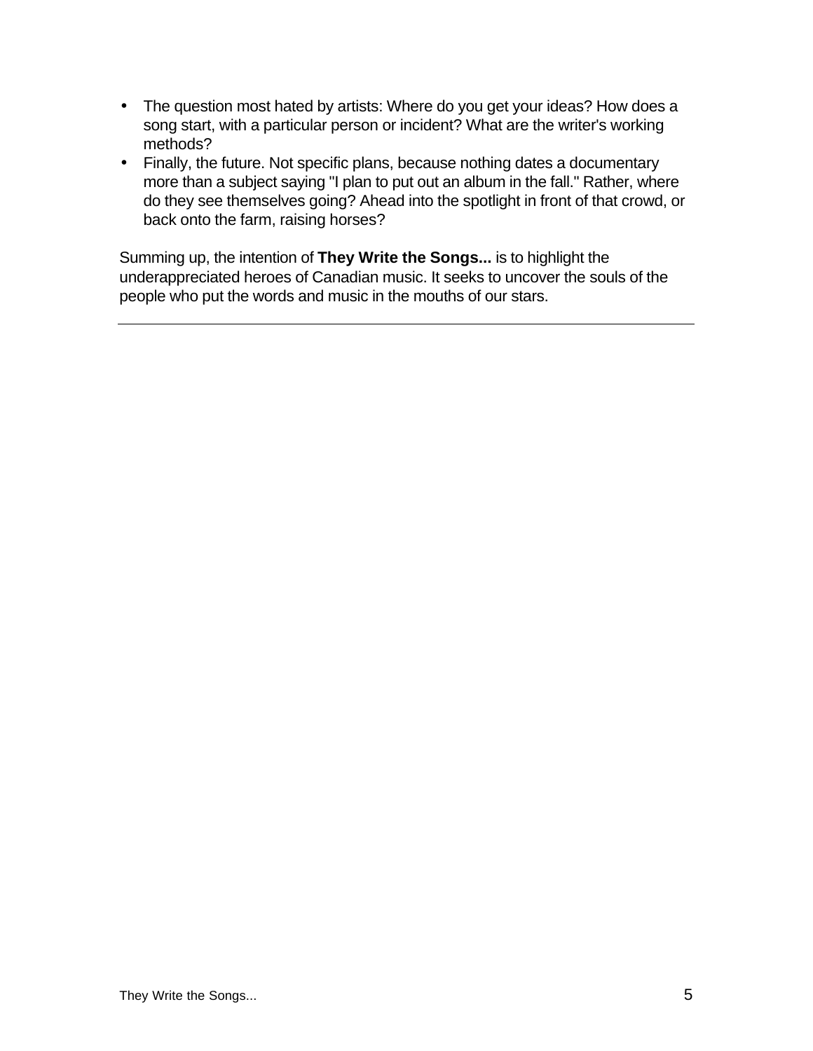- The question most hated by artists: Where do you get your ideas? How does a song start, with a particular person or incident? What are the writer's working methods?
- Finally, the future. Not specific plans, because nothing dates a documentary more than a subject saying "I plan to put out an album in the fall." Rather, where do they see themselves going? Ahead into the spotlight in front of that crowd, or back onto the farm, raising horses?

Summing up, the intention of **They Write the Songs...** is to highlight the underappreciated heroes of Canadian music. It seeks to uncover the souls of the people who put the words and music in the mouths of our stars.

---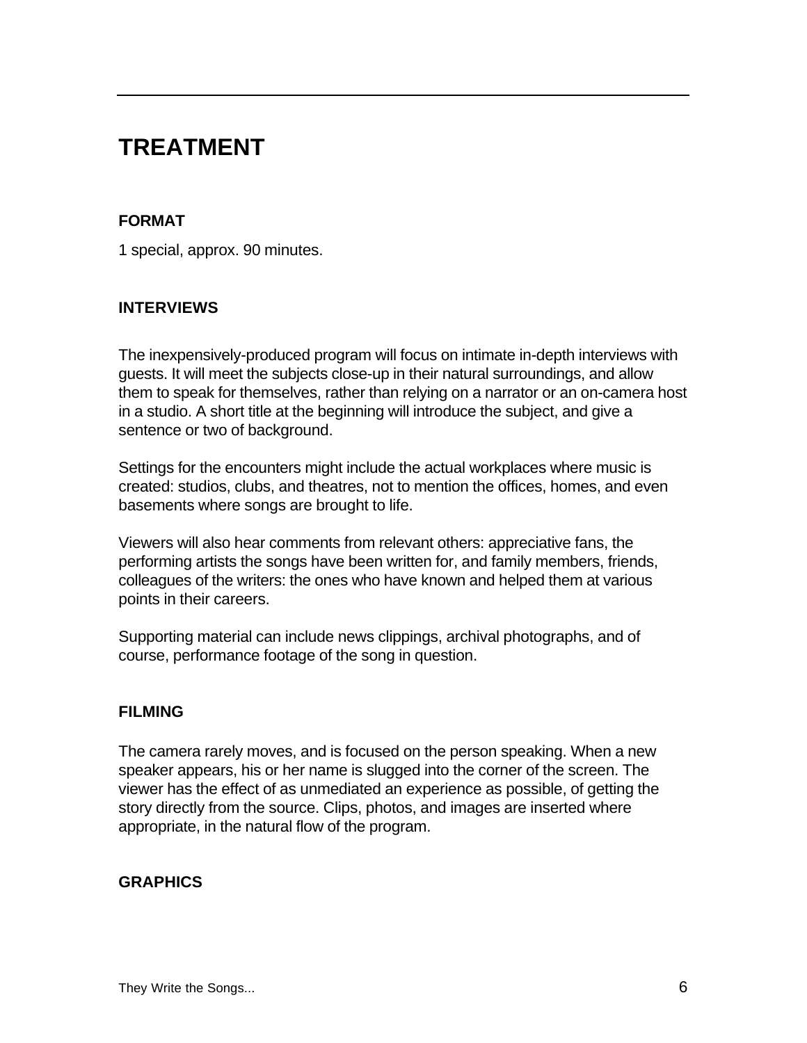# TREATMENT

### FORMAT

1 special, approx. 90 minutes.

### INTERVIEWS

The inexpensively-produced program will focus on intimate in-depth interviews with guests. It will meet the subjects close-up in their natural surroundings, and allow them to speak for themselves, rather than relying on a narrator or an on-camera host in a studio. A short title at the beginning will introduce the subject, and give a sentence or two of background.

Settings for the encounters might include the actual workplaces where music is created: studios, clubs, and theatres, not to mention the offices, homes, and even basements where songs are brought to life.

Viewers will also hear comments from relevant others: appreciative fans, the performing artists the songs have been written for, and family members, friends, colleagues of the writers: the ones who have known and helped them at various points in their careers.

Supporting material can include news clippings, archival photographs, and of course, performance footage of the song in question.

### FILMING

The camera rarely moves, and is focused on the person speaking. When a new speaker appears, his or her name is slugged into the corner of the screen. The viewer has the effect of as unmediated an experience as possible, of getting the story directly from the source. Clips, photos, and images are inserted where appropriate, in the natural flow of the program.

### GRAPHICS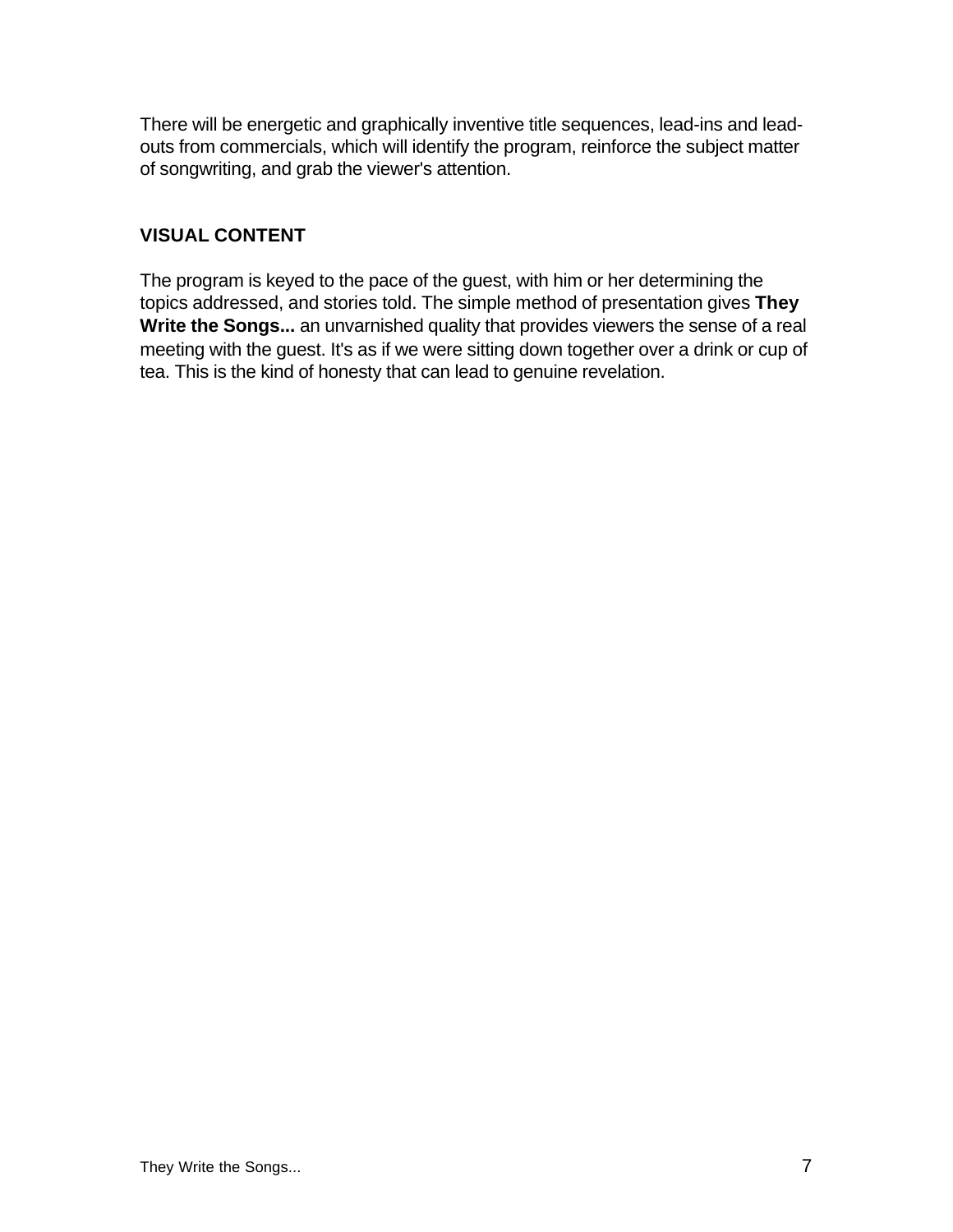There will be energetic and graphically inventive title sequences, lead-ins and lead-outs from commercials, which will identify the program, reinforce the subject matter of songwriting, and grab the viewer's attention.

## VISUAL CONTENT

The program is keyed to the pace of the guest, with him or her determining the topics addressed, and stories told. The simple method of presentation gives **They Write the Songs...** an unvarnished quality that provides viewers the sense of a real meeting with the guest. It's as if we were sitting down together over a drink or cup of tea. This is the kind of honesty that can lead to genuine revelation.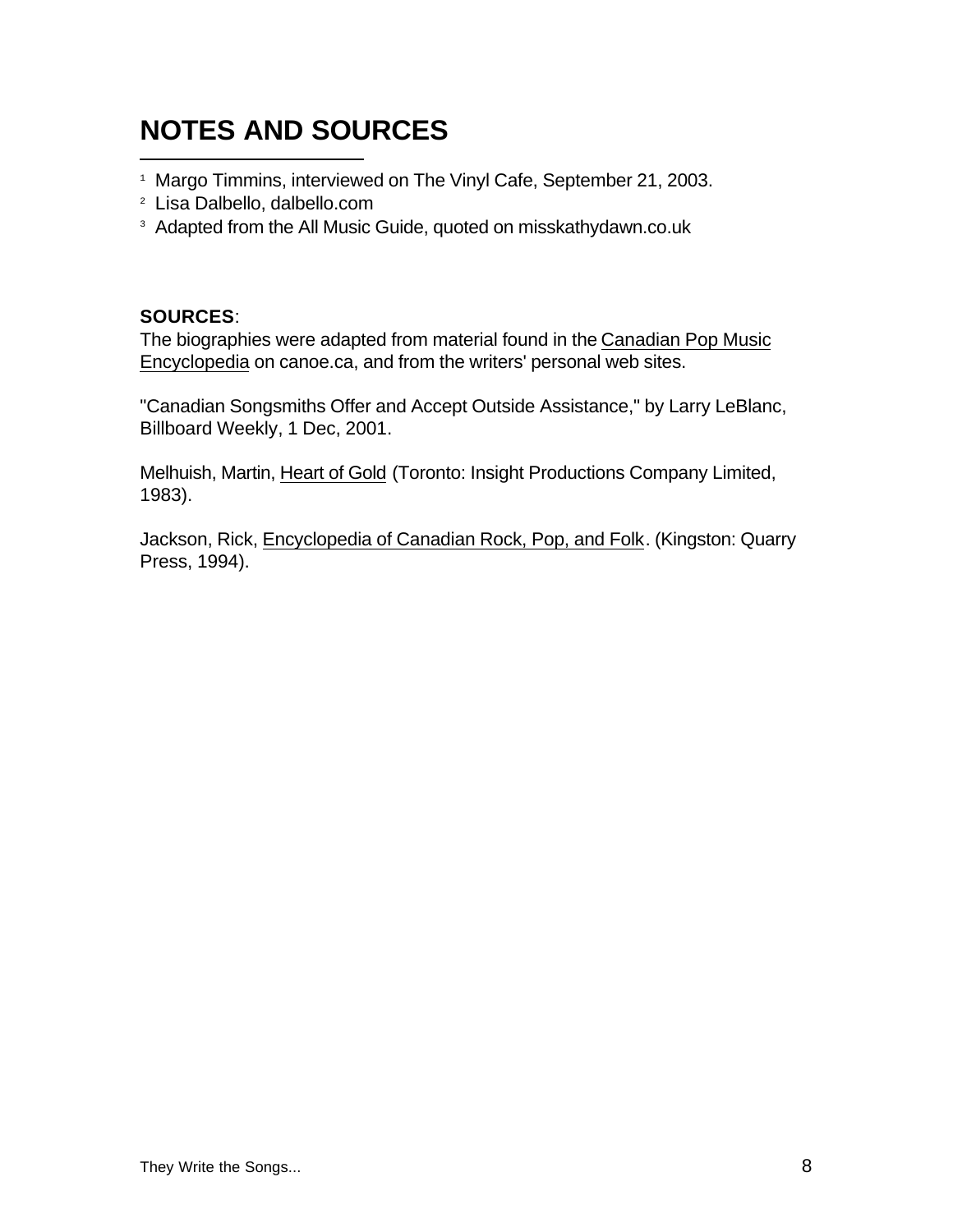# NOTES AND SOURCES

[1] Margo Timmins, interviewed on The Vinyl Cafe, September 21, 2003.
[2] Lisa Dalbello, dalbello.com
[3] Adapted from the All Music Guide, quoted on misskathydawn.co.uk

**SOURCES**:
The biographies were adapted from material found in the Canadian Pop Music Encyclopedia on canoe.ca, and from the writers' personal web sites.

"Canadian Songsmiths Offer and Accept Outside Assistance," by Larry LeBlanc, Billboard Weekly, 1 Dec, 2001.

Melhuish, Martin, Heart of Gold (Toronto: Insight Productions Company Limited, 1983).

Jackson, Rick, Encyclopedia of Canadian Rock, Pop, and Folk. (Kingston: Quarry Press, 1994).